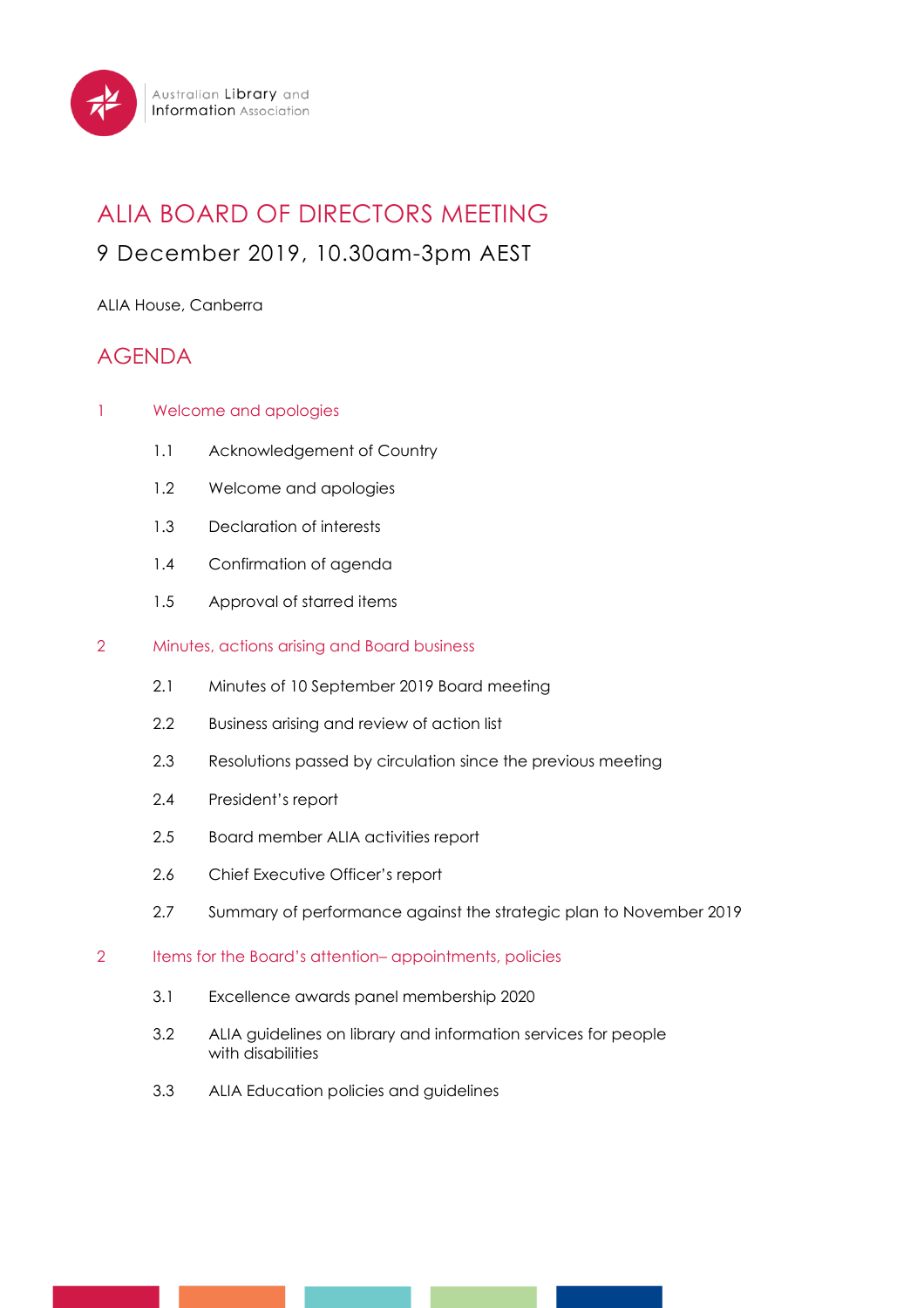Australian Library and Information Association

# ALIA BOARD OF DIRECTORS MEETING

## 9 December 2019, 10.30am-3pm AEST

ALIA House, Canberra

## AGENDA

### 1 Welcome and apologies

- 1.1 Acknowledgement of Country
- 1.2 Welcome and apologies
- 1.3 Declaration of interests
- 1.4 Confirmation of agenda
- 1.5 Approval of starred items

### 2 Minutes, actions arising and Board business

- 2.1 Minutes of 10 September 2019 Board meeting
- 2.2 Business arising and review of action list
- 2.3 Resolutions passed by circulation since the previous meeting
- 2.4 President's report
- 2.5 Board member ALIA activities report
- 2.6 Chief Executive Officer's report
- 2.7 Summary of performance against the strategic plan to November 2019

### 2 Items for the Board's attention– appointments, policies

- 3.1 Excellence awards panel membership 2020
- 3.2 ALIA guidelines on library and information services for people with disabilities
- 3.3 ALIA Education policies and guidelines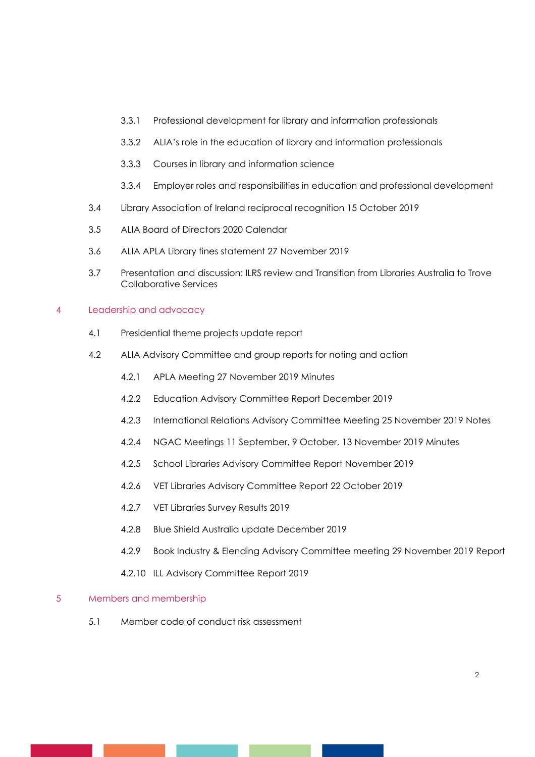3.3.1 Professional development for library and information professionals

3.3.2 ALIA's role in the education of library and information professionals

3.3.3 Courses in library and information science

3.3.4 Employer roles and responsibilities in education and professional development

3.4 Library Association of Ireland reciprocal recognition 15 October 2019

3.5 ALIA Board of Directors 2020 Calendar

3.6 ALIA APLA Library fines statement 27 November 2019

3.7 Presentation and discussion: ILRS review and Transition from Libraries Australia to Trove Collaborative Services

## 4 Leadership and advocacy

4.1 Presidential theme projects update report

4.2 ALIA Advisory Committee and group reports for noting and action

4.2.1 APLA Meeting 27 November 2019 Minutes

4.2.2 Education Advisory Committee Report December 2019

4.2.3 International Relations Advisory Committee Meeting 25 November 2019 Notes

4.2.4 NGAC Meetings 11 September, 9 October, 13 November 2019 Minutes

4.2.5 School Libraries Advisory Committee Report November 2019

4.2.6 VET Libraries Advisory Committee Report 22 October 2019

4.2.7 VET Libraries Survey Results 2019

4.2.8 Blue Shield Australia update December 2019

4.2.9 Book Industry & Elending Advisory Committee meeting 29 November 2019 Report

4.2.10 ILL Advisory Committee Report 2019

## 5 Members and membership

5.1 Member code of conduct risk assessment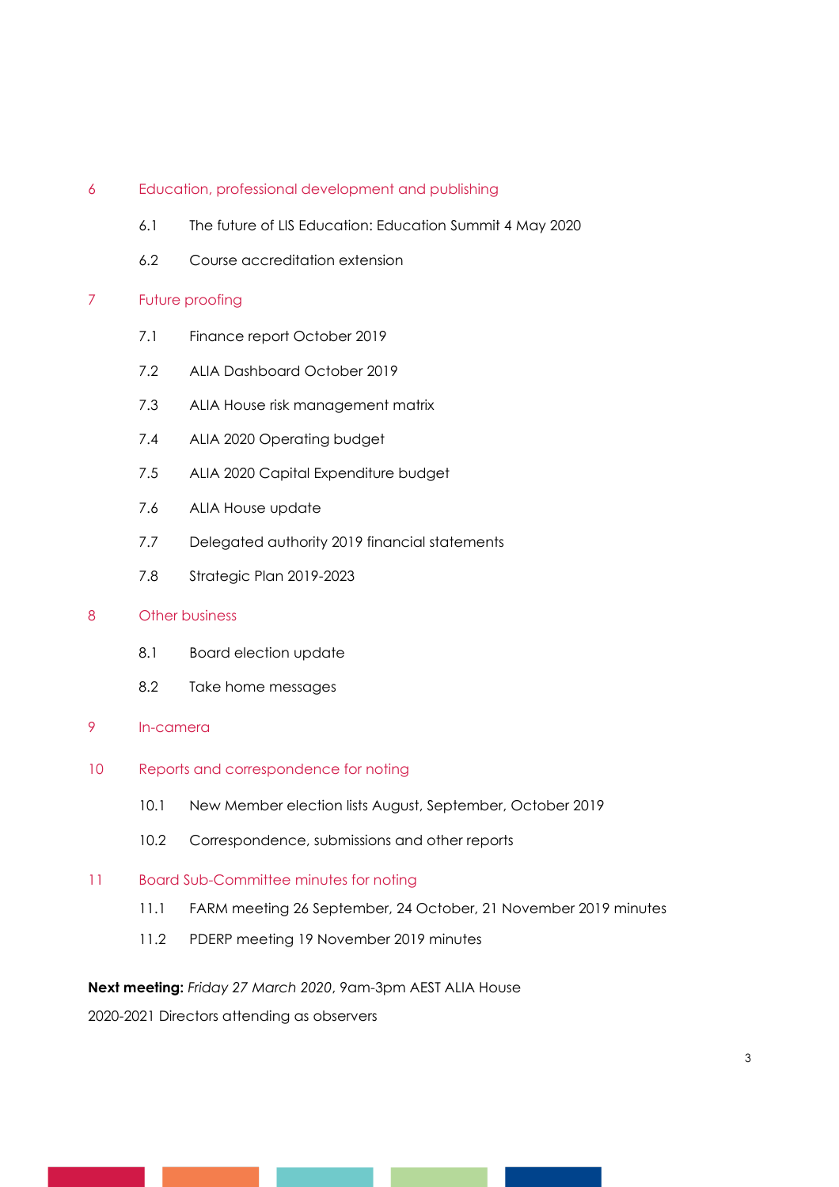## 6 Education, professional development and publishing

6.1 The future of LIS Education: Education Summit 4 May 2020

6.2 Course accreditation extension

## 7 Future proofing

7.1 Finance report October 2019

7.2 ALIA Dashboard October 2019

7.3 ALIA House risk management matrix

7.4 ALIA 2020 Operating budget

7.5 ALIA 2020 Capital Expenditure budget

7.6 ALIA House update

7.7 Delegated authority 2019 financial statements

7.8 Strategic Plan 2019-2023

## 8 Other business

8.1 Board election update

8.2 Take home messages

## 9 In-camera

## 10 Reports and correspondence for noting

10.1 New Member election lists August, September, October 2019

10.2 Correspondence, submissions and other reports

## 11 Board Sub-Committee minutes for noting

11.1 FARM meeting 26 September, 24 October, 21 November 2019 minutes

11.2 PDERP meeting 19 November 2019 minutes

**Next meeting:** *Friday 27 March 2020*, 9am-3pm AEST ALIA House

2020-2021 Directors attending as observers